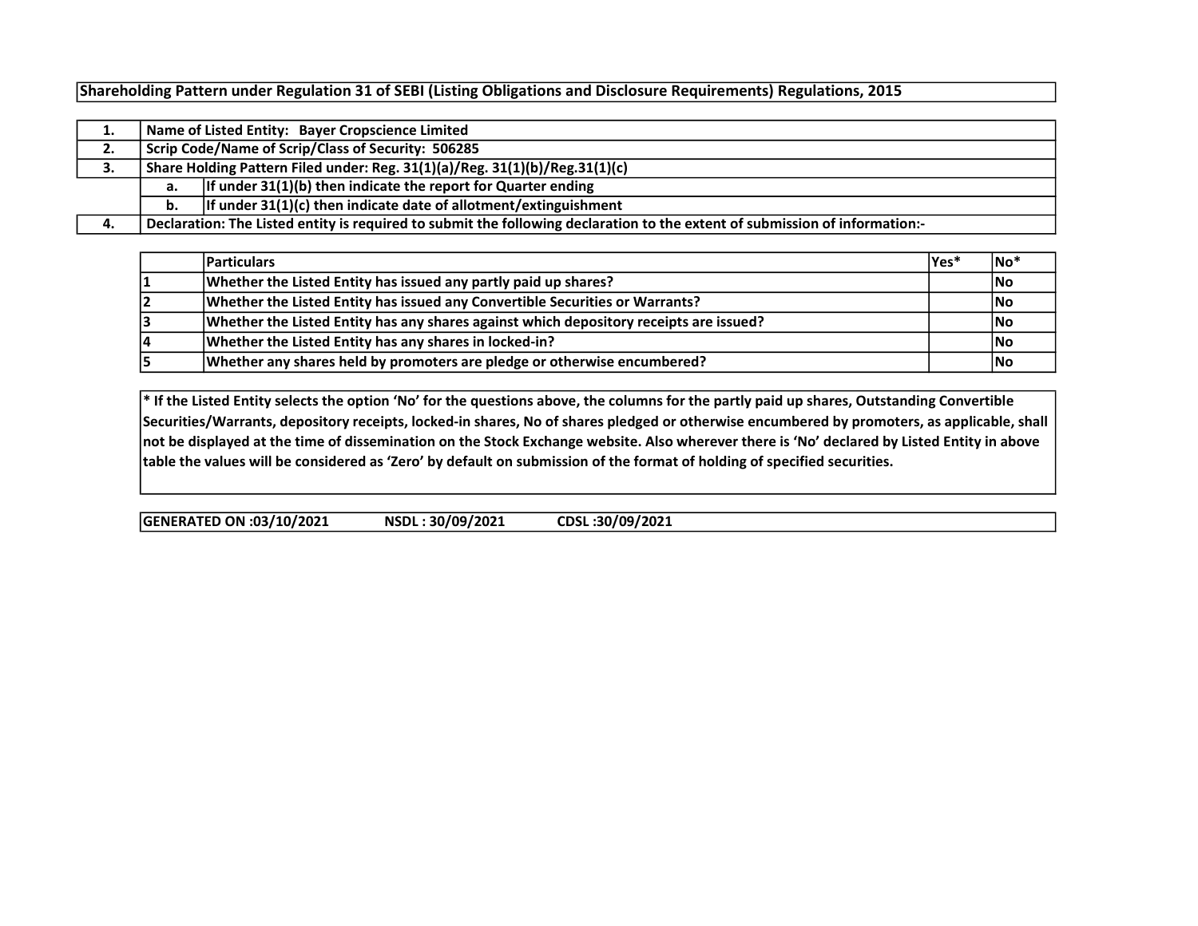# Shareholding Pattern under Regulation 31 of SEBI (Listing Obligations and Disclosure Requirements) Regulations, 2015

| | | |
|---|---|---|
| 1. | Name of Listed Entity: Bayer Cropscience Limited | |
| 2. | Scrip Code/Name of Scrip/Class of Security: 506285 | |
| 3. | Share Holding Pattern Filed under: Reg. 31(1)(a)/Reg. 31(1)(b)/Reg.31(1)(c) | |
| | a. | If under 31(1)(b) then indicate the report for Quarter ending |
| | b. | If under 31(1)(c) then indicate date of allotment/extinguishment |
| 4. | Declaration: The Listed entity is required to submit the following declaration to the extent of submission of information:- | |

| | Particulars | Yes* | No* |
|---|---|---|---|
| 1 | Whether the Listed Entity has issued any partly paid up shares? | | No |
| 2 | Whether the Listed Entity has issued any Convertible Securities or Warrants? | | No |
| 3 | Whether the Listed Entity has any shares against which depository receipts are issued? | | No |
| 4 | Whether the Listed Entity has any shares in locked-in? | | No |
| 5 | Whether any shares held by promoters are pledge or otherwise encumbered? | | No |

* If the Listed Entity selects the option 'No' for the questions above, the columns for the partly paid up shares, Outstanding Convertible Securities/Warrants, depository receipts, locked-in shares, No of shares pledged or otherwise encumbered by promoters, as applicable, shall not be displayed at the time of dissemination on the Stock Exchange website. Also wherever there is 'No' declared by Listed Entity in above table the values will be considered as 'Zero' by default on submission of the format of holding of specified securities.

GENERATED ON :03/10/2021 NSDL : 30/09/2021 CDSL :30/09/2021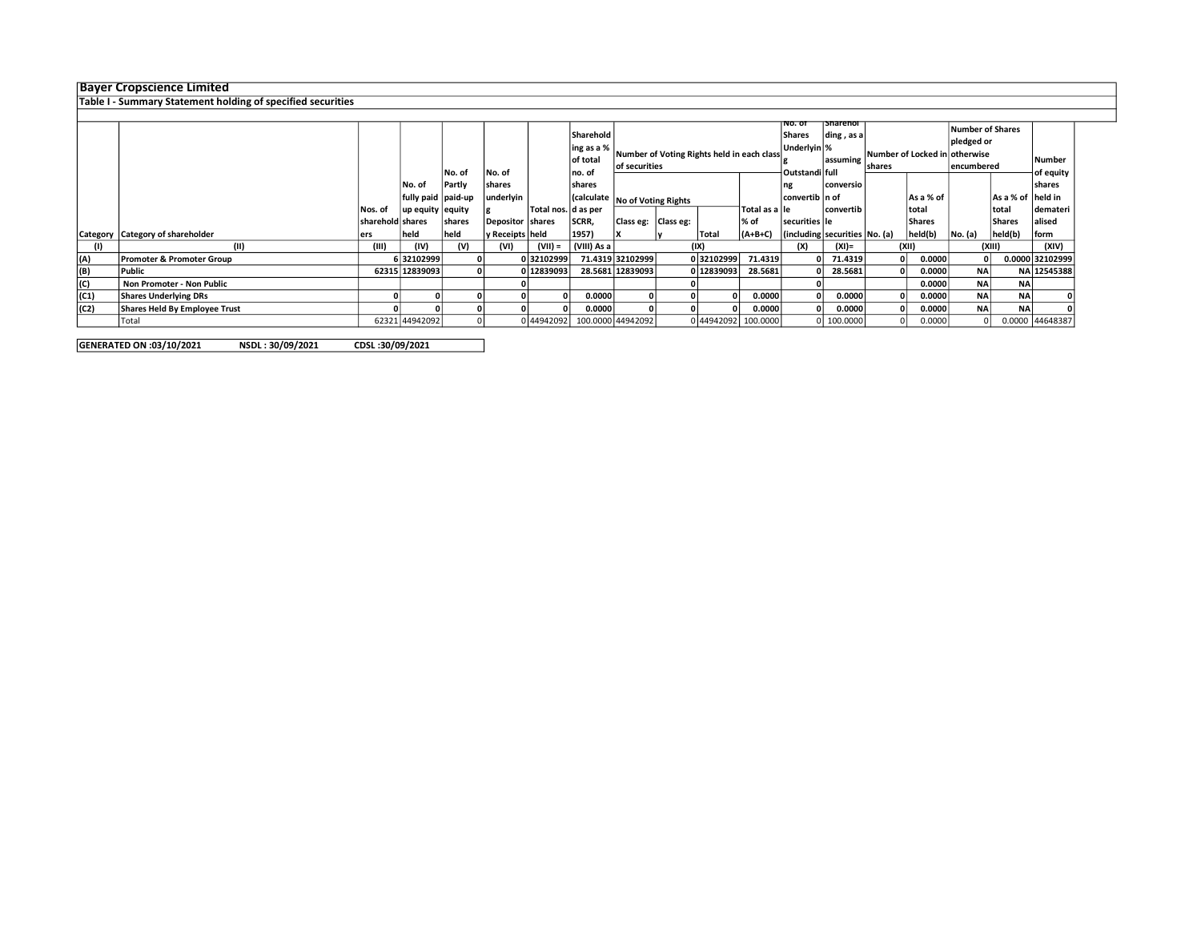**Bayer Cropscience Limited**

**Table I - Summary Statement holding of specified securities**

| Category | Category of shareholder | Nos. of shareholders | No. of fully paid up equity shares held | No. of Partly paid-up equity shares held | No. of shares underlying Depository Receipts | Total nos. shares held | Shareholding as a % of total no. of shares (calculated as per SCRR, 1957) | Number of Voting Rights held in each class of securities | | | | No. of Shares Underlying Outstanding convertible securities (including | Shareholding , as a % assuming full conversion of convertible securities | Number of Locked in shares | | Number of Shares pledged or otherwise encumbered | | Number of equity shares held in dematerialised form |
|---|---|---|---|---|---|---|---|---|---|---|---|---|---|---|---|---|---|---|
| | | | | | | | | No of Voting Rights | | | Total as a % of (A+B+C) | | | No. (a) | As a % of total Shares held(b) | No. (a) | As a % of total Shares held(b) | |
| | | | | | | | | Class eg: X | Class eg: y | Total | | | | | | | | |
| (I) | (II) | (III) | (IV) | (V) | (VI) | (VII) = | (VIII) As a | (IX) | | | | (X) | (XI)= | (XII) | | (XIII) | | (XIV) |
| (A) | **Promoter & Promoter Group** | 6 | 32102999 | 0 | 0 | 32102999 | 71.4319 | 32102999 | 0 | 32102999 | 71.4319 | 0 | 71.4319 | 0 | 0.0000 | 0 | 0.0000 | 32102999 |
| (B) | **Public** | 62315 | 12839093 | 0 | 0 | 12839093 | 28.5681 | 12839093 | 0 | 12839093 | 28.5681 | 0 | 28.5681 | 0 | 0.0000 | NA | NA | 12545388 |
| (C) | **Non Promoter - Non Public** | | | | 0 | | | | 0 | | | 0 | | | 0.0000 | NA | NA | |
| (C1) | **Shares Underlying DRs** | 0 | 0 | 0 | 0 | 0 | 0.0000 | 0 | 0 | 0 | 0.0000 | 0 | 0.0000 | 0 | 0.0000 | NA | NA | 0 |
| (C2) | **Shares Held By Employee Trust** | 0 | 0 | 0 | 0 | 0 | 0.0000 | 0 | 0 | 0 | 0.0000 | 0 | 0.0000 | 0 | 0.0000 | NA | NA | 0 |
| | Total | 62321 | 44942092 | 0 | 0 | 44942092 | 100.0000 | 44942092 | 0 | 44942092 | 100.0000 | 0 | 100.0000 | 0 | 0.0000 | 0 | 0.0000 | 44648387 |

**GENERATED ON :03/10/2021 NSDL : 30/09/2021 CDSL :30/09/2021**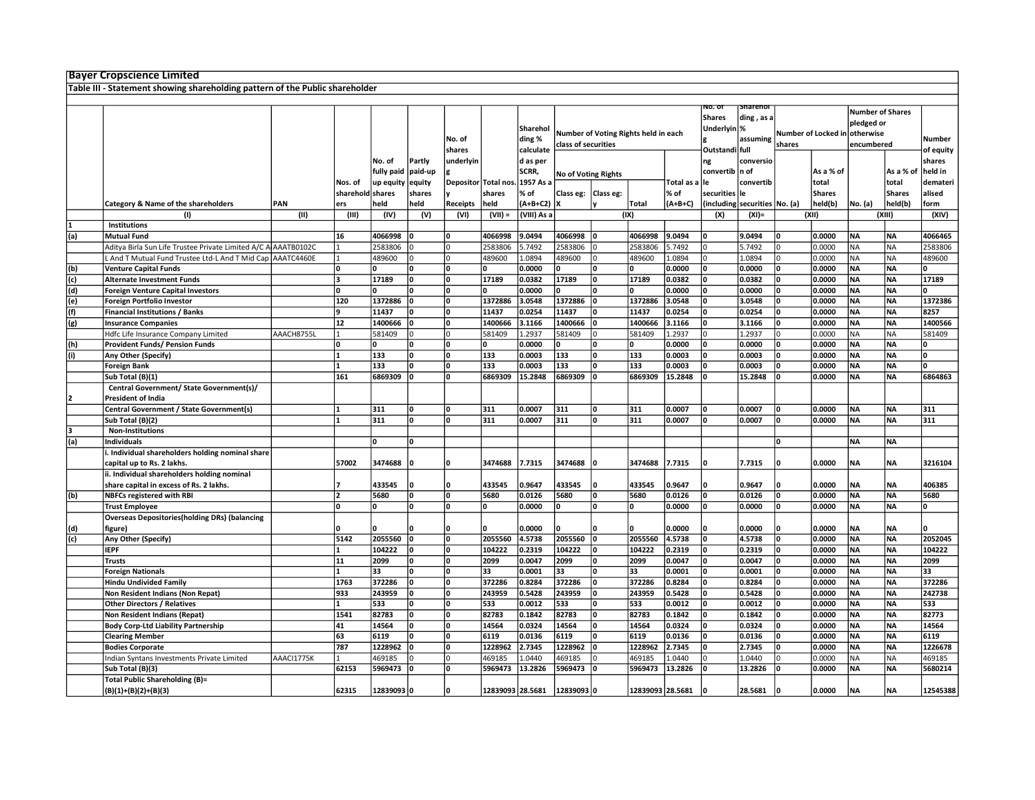## Bayer Cropscience Limited

### Table III - Statement showing shareholding pattern of the Public shareholder

| | Category & Name of the shareholders | PAN | Nos. of shareholders | No. of fully paid up equity shares held | Partly paid-up equity shares held | No. of shares underlying Depository Receipts | Total nos. shares held | Shareholding % calculated as per SCRR, 1957 As a % of (A+B+C2) | Number of Voting Rights held in each class of securities | | | | No. of Shares Underlying Outstanding convertible securities (including | Shareholding , as a % assuming full conversion of convertible securities | Number of Locked in shares | | Number of Shares pledged or otherwise encumbered | | Number of equity shares held in dematerialised form |
|---|---|---|---|---|---|---|---|---|---|---|---|---|---|---|---|---|---|---|---|
| | | | | | | | | | No of Voting Rights | | | Total as a % of (A+B+C) | | | No. (a) | As a % of total Shares held(b) | No. (a) | As a % of total Shares held(b) | |
| | | | | | | | | | Class eg: X | Class eg: y | Total | | | | | | | | |
| | (I) | (II) | (III) | (IV) | (V) | (VI) | (VII) = | (VIII) As a | (IX) | | | | (X) | (XI)= | (XII) | | (XIII) | | (XIV) |
| 1 | Institutions | | | | | | | | | | | | | | | | | | |
| (a) | Mutual Fund | | 16 | 4066998 | 0 | 0 | 4066998 | 9.0494 | 4066998 | 0 | 4066998 | 9.0494 | 0 | 9.0494 | 0 | 0.0000 | NA | NA | 4066465 |
| | Aditya Birla Sun Life Trustee Private Limited A/C A | AAATB0102C | 1 | 2583806 | 0 | 0 | 2583806 | 5.7492 | 2583806 | 0 | 2583806 | 5.7492 | 0 | 5.7492 | 0 | 0.0000 | NA | NA | 2583806 |
| | L And T Mutual Fund Trustee Ltd-L And T Mid Cap | AAATC4460E | 1 | 489600 | 0 | 0 | 489600 | 1.0894 | 489600 | 0 | 489600 | 1.0894 | 0 | 1.0894 | 0 | 0.0000 | NA | NA | 489600 |
| (b) | Venture Capital Funds | | 0 | 0 | 0 | 0 | 0 | 0.0000 | 0 | 0 | 0 | 0.0000 | 0 | 0.0000 | 0 | 0.0000 | NA | NA | 0 |
| (c) | Alternate Investment Funds | | 3 | 17189 | 0 | 0 | 17189 | 0.0382 | 17189 | 0 | 17189 | 0.0382 | 0 | 0.0382 | 0 | 0.0000 | NA | NA | 17189 |
| (d) | Foreign Venture Capital Investors | | 0 | 0 | 0 | 0 | 0 | 0.0000 | 0 | 0 | 0 | 0.0000 | 0 | 0.0000 | 0 | 0.0000 | NA | NA | 0 |
| (e) | Foreign Portfolio Investor | | 120 | 1372886 | 0 | 0 | 1372886 | 3.0548 | 1372886 | 0 | 1372886 | 3.0548 | 0 | 3.0548 | 0 | 0.0000 | NA | NA | 1372386 |
| (f) | Financial Institutions / Banks | | 9 | 11437 | 0 | 0 | 11437 | 0.0254 | 11437 | 0 | 11437 | 0.0254 | 0 | 0.0254 | 0 | 0.0000 | NA | NA | 8257 |
| (g) | Insurance Companies | | 12 | 1400666 | 0 | 0 | 1400666 | 3.1166 | 1400666 | 0 | 1400666 | 3.1166 | 0 | 3.1166 | 0 | 0.0000 | NA | NA | 1400566 |
| | Hdfc Life Insurance Company Limited | AAACH8755L | 1 | 581409 | 0 | 0 | 581409 | 1.2937 | 581409 | 0 | 581409 | 1.2937 | 0 | 1.2937 | 0 | 0.0000 | NA | NA | 581409 |
| (h) | Provident Funds/ Pension Funds | | 0 | 0 | 0 | 0 | 0 | 0.0000 | 0 | 0 | 0 | 0.0000 | 0 | 0.0000 | 0 | 0.0000 | NA | NA | 0 |
| (i) | Any Other (Specify) | | 1 | 133 | 0 | 0 | 133 | 0.0003 | 133 | 0 | 133 | 0.0003 | 0 | 0.0003 | 0 | 0.0000 | NA | NA | 0 |
| | Foreign Bank | | 1 | 133 | 0 | 0 | 133 | 0.0003 | 133 | 0 | 133 | 0.0003 | 0 | 0.0003 | 0 | 0.0000 | NA | NA | 0 |
| | Sub Total (B)(1) | | 161 | 6869309 | 0 | 0 | 6869309 | 15.2848 | 6869309 | 0 | 6869309 | 15.2848 | 0 | 15.2848 | 0 | 0.0000 | NA | NA | 6864863 |
| 2 | Central Government/ State Government(s)/ President of India | | | | | | | | | | | | | | | | | | |
| | Central Government / State Government(s) | | 1 | 311 | 0 | 0 | 311 | 0.0007 | 311 | 0 | 311 | 0.0007 | 0 | 0.0007 | 0 | 0.0000 | NA | NA | 311 |
| | Sub Total (B)(2) | | 1 | 311 | 0 | 0 | 311 | 0.0007 | 311 | 0 | 311 | 0.0007 | 0 | 0.0007 | 0 | 0.0000 | NA | NA | 311 |
| 3 | Non-Institutions | | | | | | | | | | | | | | | | | | |
| (a) | Individuals | | | 0 | 0 | | | | | | | | | | 0 | | NA | NA | |
| | i. Individual shareholders holding nominal share capital up to Rs. 2 lakhs. | | 57002 | 3474688 | 0 | 0 | 3474688 | 7.7315 | 3474688 | 0 | 3474688 | 7.7315 | 0 | 7.7315 | 0 | 0.0000 | NA | NA | 3216104 |
| | ii. Individual shareholders holding nominal share capital in excess of Rs. 2 lakhs. | | 7 | 433545 | 0 | 0 | 433545 | 0.9647 | 433545 | 0 | 433545 | 0.9647 | 0 | 0.9647 | 0 | 0.0000 | NA | NA | 406385 |
| (b) | NBFCs registered with RBI | | 2 | 5680 | 0 | 0 | 5680 | 0.0126 | 5680 | 0 | 5680 | 0.0126 | 0 | 0.0126 | 0 | 0.0000 | NA | NA | 5680 |
| | Trust Employee | | 0 | 0 | 0 | 0 | 0 | 0.0000 | 0 | 0 | 0 | 0.0000 | 0 | 0.0000 | 0 | 0.0000 | NA | NA | 0 |
| (d) | Overseas Depositories(holding DRs) (balancing figure) | | 0 | 0 | 0 | 0 | 0 | 0.0000 | 0 | 0 | 0 | 0.0000 | 0 | 0.0000 | 0 | 0.0000 | NA | NA | 0 |
| (c) | Any Other (Specify) | | 5142 | 2055560 | 0 | 0 | 2055560 | 4.5738 | 2055560 | 0 | 2055560 | 4.5738 | 0 | 4.5738 | 0 | 0.0000 | NA | NA | 2052045 |
| | IEPF | | 1 | 104222 | 0 | 0 | 104222 | 0.2319 | 104222 | 0 | 104222 | 0.2319 | 0 | 0.2319 | 0 | 0.0000 | NA | NA | 104222 |
| | Trusts | | 11 | 2099 | 0 | 0 | 2099 | 0.0047 | 2099 | 0 | 2099 | 0.0047 | 0 | 0.0047 | 0 | 0.0000 | NA | NA | 2099 |
| | Foreign Nationals | | 1 | 33 | 0 | 0 | 33 | 0.0001 | 33 | 0 | 33 | 0.0001 | 0 | 0.0001 | 0 | 0.0000 | NA | NA | 33 |
| | Hindu Undivided Family | | 1763 | 372286 | 0 | 0 | 372286 | 0.8284 | 372286 | 0 | 372286 | 0.8284 | 0 | 0.8284 | 0 | 0.0000 | NA | NA | 372286 |
| | Non Resident Indians (Non Repat) | | 933 | 243959 | 0 | 0 | 243959 | 0.5428 | 243959 | 0 | 243959 | 0.5428 | 0 | 0.5428 | 0 | 0.0000 | NA | NA | 242738 |
| | Other Directors / Relatives | | 1 | 533 | 0 | 0 | 533 | 0.0012 | 533 | 0 | 533 | 0.0012 | 0 | 0.0012 | 0 | 0.0000 | NA | NA | 533 |
| | Non Resident Indians (Repat) | | 1541 | 82783 | 0 | 0 | 82783 | 0.1842 | 82783 | 0 | 82783 | 0.1842 | 0 | 0.1842 | 0 | 0.0000 | NA | NA | 82773 |
| | Body Corp-Ltd Liability Partnership | | 41 | 14564 | 0 | 0 | 14564 | 0.0324 | 14564 | 0 | 14564 | 0.0324 | 0 | 0.0324 | 0 | 0.0000 | NA | NA | 14564 |
| | Clearing Member | | 63 | 6119 | 0 | 0 | 6119 | 0.0136 | 6119 | 0 | 6119 | 0.0136 | 0 | 0.0136 | 0 | 0.0000 | NA | NA | 6119 |
| | Bodies Corporate | | 787 | 1228962 | 0 | 0 | 1228962 | 2.7345 | 1228962 | 0 | 1228962 | 2.7345 | 0 | 2.7345 | 0 | 0.0000 | NA | NA | 1226678 |
| | Indian Syntans Investments Private Limited | AAACI1775K | 1 | 469185 | 0 | 0 | 469185 | 1.0440 | 469185 | 0 | 469185 | 1.0440 | 0 | 1.0440 | 0 | 0.0000 | NA | NA | 469185 |
| | Sub Total (B)(3) | | 62153 | 5969473 | 0 | 0 | 5969473 | 13.2826 | 5969473 | 0 | 5969473 | 13.2826 | 0 | 13.2826 | 0 | 0.0000 | NA | NA | 5680214 |
| | Total Public Shareholding (B)= (B)(1)+(B)(2)+(B)(3) | | 62315 | 12839093 | 0 | 0 | 12839093 | 28.5681 | 12839093 | 0 | 12839093 | 28.5681 | 0 | 28.5681 | 0 | 0.0000 | NA | NA | 12545388 |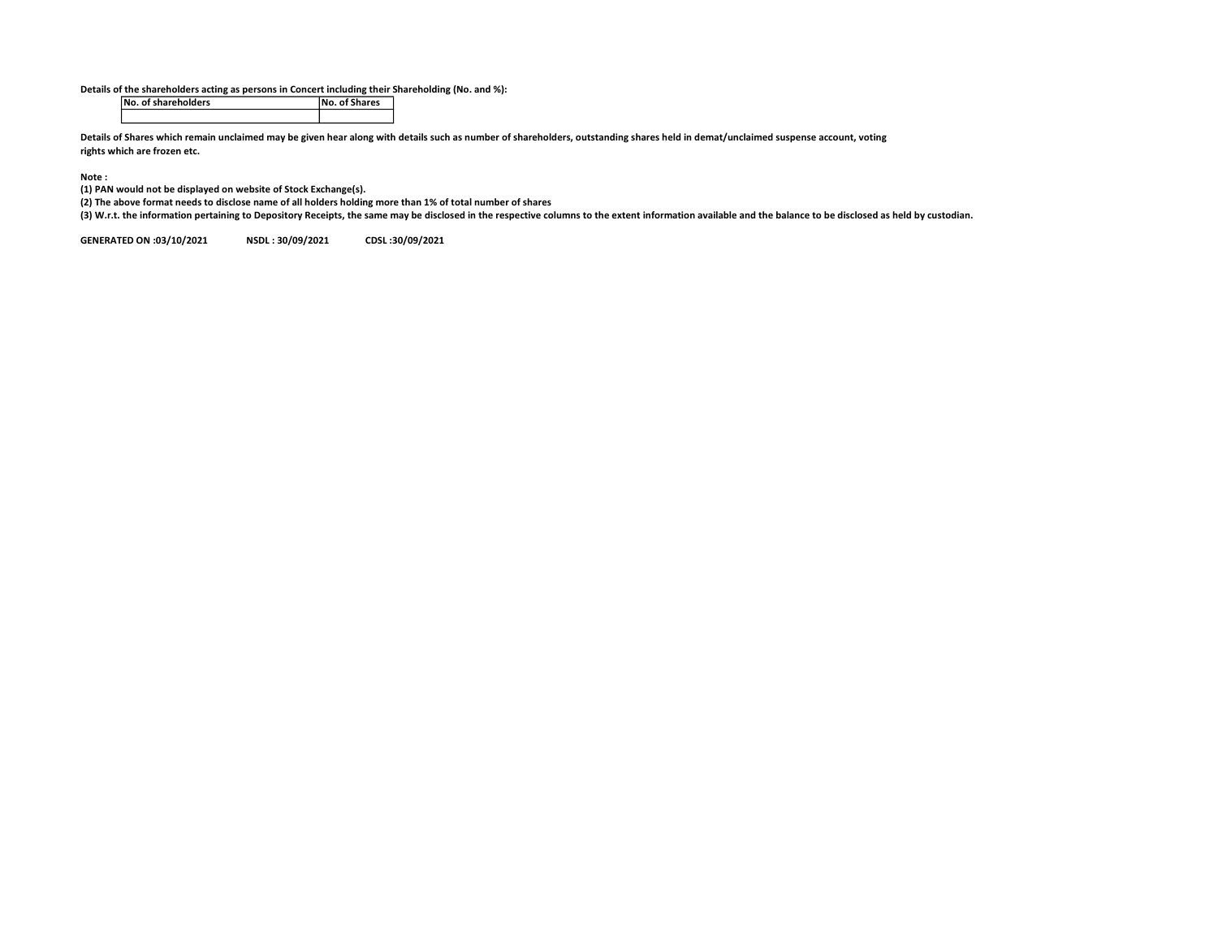**Details of the shareholders acting as persons in Concert including their Shareholding (No. and %):**

| No. of shareholders | No. of Shares |
|---|---|
| | |

**Details of Shares which remain unclaimed may be given hear along with details such as number of shareholders, outstanding shares held in demat/unclaimed suspense account, voting rights which are frozen etc.**

**Note :**

**(1) PAN would not be displayed on website of Stock Exchange(s).**

**(2) The above format needs to disclose name of all holders holding more than 1% of total number of shares**

**(3) W.r.t. the information pertaining to Depository Receipts, the same may be disclosed in the respective columns to the extent information available and the balance to be disclosed as held by custodian.**

**GENERATED ON :03/10/2021 NSDL : 30/09/2021 CDSL :30/09/2021**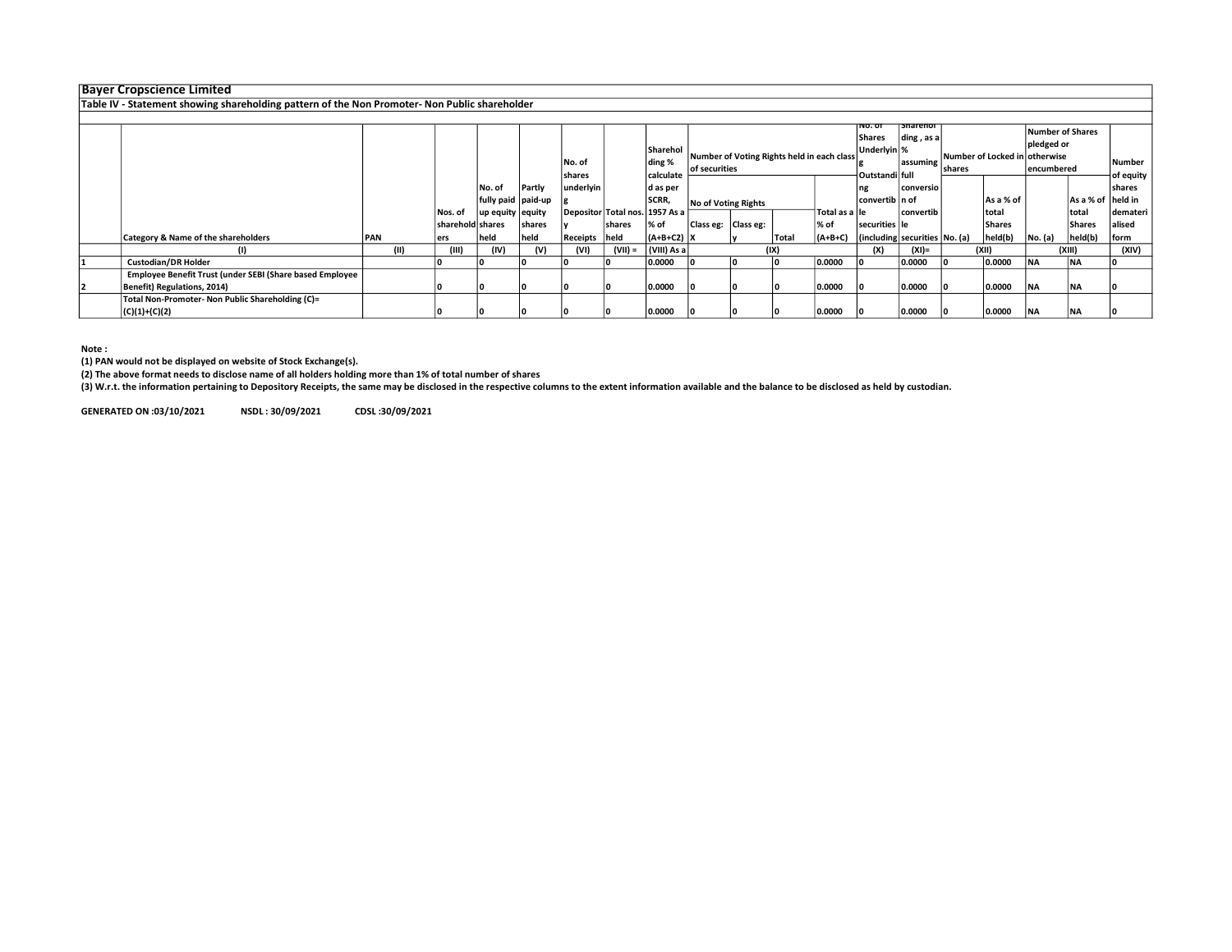## Bayer Cropscience Limited

### Table IV - Statement showing shareholding pattern of the Non Promoter- Non Public shareholder

| | Category & Name of the shareholders | PAN | Nos. of shareholders | No. of fully paid up equity shares held | Partly paid-up equity shares held | No. of shares underlying Depository Receipts | Total nos. shares held | Shareholding % calculated as per SCRR, 1957 As a % of (A+B+C2) | Number of Voting Rights held in each class of securities | | | | No. of Shares Underlying Outstanding convertible securities (including | Shareholding , as a % assuming full conversion of convertible securities | Number of Locked in shares | | Number of Shares pledged or otherwise encumbered | | Number of equity shares held in dematerialised form |
|---|---|---|---|---|---|---|---|---|---|---|---|---|---|---|---|---|---|---|---|
| | | | | | | | | | No of Voting Rights | | | Total as a % of (A+B+C) | | | No. (a) | As a % of total Shares held(b) | No. (a) | As a % of total Shares held(b) | |
| | | | | | | | | | Class eg: X | Class eg: y | Total | | | | | | | | |
| | (I) | (II) | (III) | (IV) | (V) | (VI) | (VII) = | (VIII) As a | (IX) | | | | (X) | (XI)= | (XII) | | (XIII) | | (XIV) |
| 1 | Custodian/DR Holder | | 0 | 0 | 0 | 0 | 0 | 0.0000 | 0 | 0 | 0 | 0.0000 | 0 | 0.0000 | 0 | 0.0000 | NA | NA | 0 |
| 2 | Employee Benefit Trust (under SEBI (Share based Employee Benefit) Regulations, 2014) | | 0 | 0 | 0 | 0 | 0 | 0.0000 | 0 | 0 | 0 | 0.0000 | 0 | 0.0000 | 0 | 0.0000 | NA | NA | 0 |
| | Total Non-Promoter- Non Public Shareholding (C)= (C)(1)+(C)(2) | | 0 | 0 | 0 | 0 | 0 | 0.0000 | 0 | 0 | 0 | 0.0000 | 0 | 0.0000 | 0 | 0.0000 | NA | NA | 0 |

**Note :**

**(1) PAN would not be displayed on website of Stock Exchange(s).**

**(2) The above format needs to disclose name of all holders holding more than 1% of total number of shares**

**(3) W.r.t. the information pertaining to Depository Receipts, the same may be disclosed in the respective columns to the extent information available and the balance to be disclosed as held by custodian.**

**GENERATED ON :03/10/2021 NSDL : 30/09/2021 CDSL :30/09/2021**